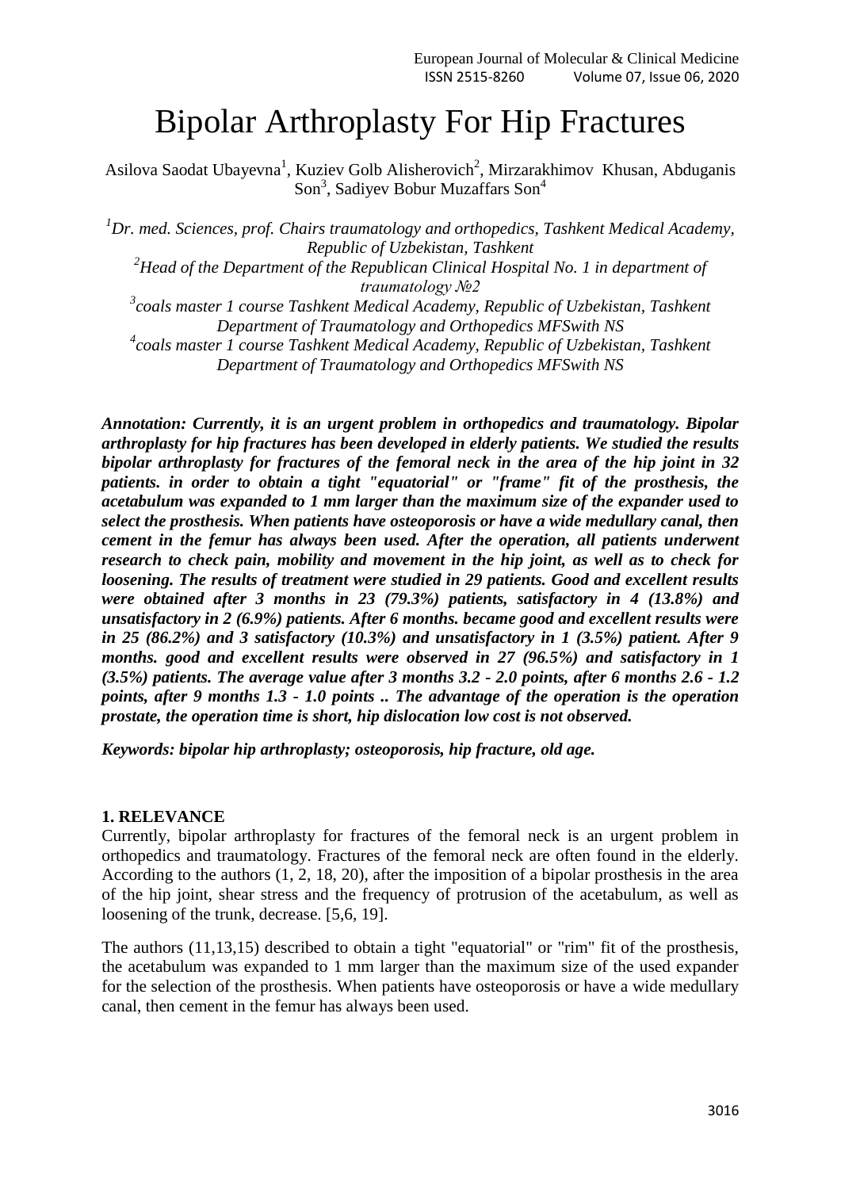# Bipolar Arthroplasty For Hip Fractures

Asilova Saodat Ubayevna[1], Kuziev Golb Alisherovich[2], Mirzarakhimov Khusan, Abduganis Son[3], Sadiyev Bobur Muzaffars Son[4]

*[1]Dr. med. Sciences, prof. Chairs traumatology and orthopedics, Tashkent Medical Academy, Republic of Uzbekistan, Tashkent*
*[2]Head of the Department of the Republican Clinical Hospital No. 1 in department of traumatology №2*
*[3]coals master 1 course Tashkent Medical Academy, Republic of Uzbekistan, Tashkent Department of Traumatology and Orthopedics MFSwith NS*
*[4]coals master 1 course Tashkent Medical Academy, Republic of Uzbekistan, Tashkent Department of Traumatology and Orthopedics MFSwith NS*

***Annotation: Currently, it is an urgent problem in orthopedics and traumatology. Bipolar arthroplasty for hip fractures has been developed in elderly patients. We studied the results bipolar arthroplasty for fractures of the femoral neck in the area of the hip joint in 32 patients. in order to obtain a tight "equatorial" or "frame" fit of the prosthesis, the acetabulum was expanded to 1 mm larger than the maximum size of the expander used to select the prosthesis. When patients have osteoporosis or have a wide medullary canal, then cement in the femur has always been used. After the operation, all patients underwent research to check pain, mobility and movement in the hip joint, as well as to check for loosening. The results of treatment were studied in 29 patients. Good and excellent results were obtained after 3 months in 23 (79.3%) patients, satisfactory in 4 (13.8%) and unsatisfactory in 2 (6.9%) patients. After 6 months. became good and excellent results were in 25 (86.2%) and 3 satisfactory (10.3%) and unsatisfactory in 1 (3.5%) patient. After 9 months. good and excellent results were observed in 27 (96.5%) and satisfactory in 1 (3.5%) patients. The average value after 3 months 3.2 - 2.0 points, after 6 months 2.6 - 1.2 points, after 9 months 1.3 - 1.0 points .. The advantage of the operation is the operation prostate, the operation time is short, hip dislocation low cost is not observed.***

***Keywords: bipolar hip arthroplasty; osteoporosis, hip fracture, old age.***

## 1. RELEVANCE

Currently, bipolar arthroplasty for fractures of the femoral neck is an urgent problem in orthopedics and traumatology. Fractures of the femoral neck are often found in the elderly. According to the authors (1, 2, 18, 20), after the imposition of a bipolar prosthesis in the area of the hip joint, shear stress and the frequency of protrusion of the acetabulum, as well as loosening of the trunk, decrease. [5,6, 19].

The authors (11,13,15) described to obtain a tight "equatorial" or "rim" fit of the prosthesis, the acetabulum was expanded to 1 mm larger than the maximum size of the used expander for the selection of the prosthesis. When patients have osteoporosis or have a wide medullary canal, then cement in the femur has always been used.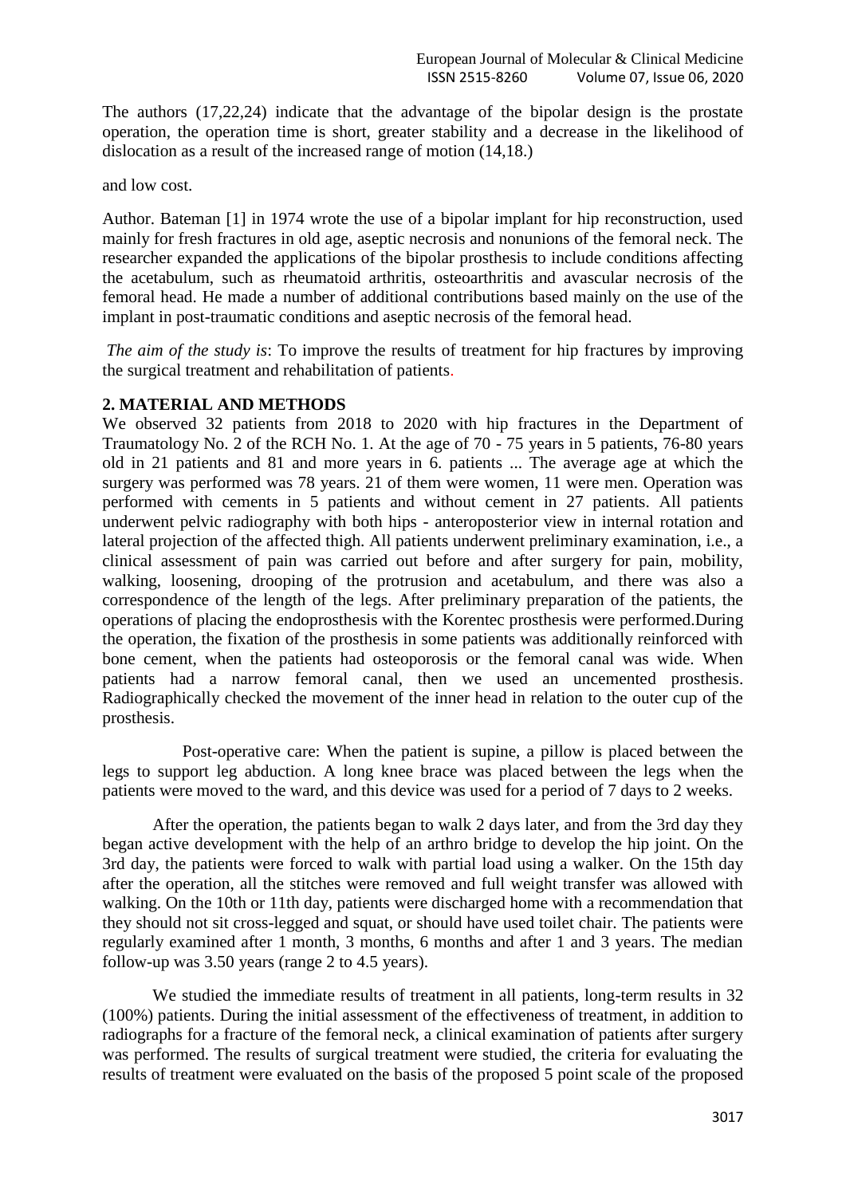The authors (17,22,24) indicate that the advantage of the bipolar design is the prostate operation, the operation time is short, greater stability and a decrease in the likelihood of dislocation as a result of the increased range of motion (14,18.)

and low cost.

Author. Bateman [1] in 1974 wrote the use of a bipolar implant for hip reconstruction, used mainly for fresh fractures in old age, aseptic necrosis and nonunions of the femoral neck. The researcher expanded the applications of the bipolar prosthesis to include conditions affecting the acetabulum, such as rheumatoid arthritis, osteoarthritis and avascular necrosis of the femoral head. He made a number of additional contributions based mainly on the use of the implant in post-traumatic conditions and aseptic necrosis of the femoral head.

*The aim of the study is*: To improve the results of treatment for hip fractures by improving the surgical treatment and rehabilitation of patients.

## 2. MATERIAL AND METHODS

We observed 32 patients from 2018 to 2020 with hip fractures in the Department of Traumatology No. 2 of the RCH No. 1. At the age of 70 - 75 years in 5 patients, 76-80 years old in 21 patients and 81 and more years in 6. patients ... The average age at which the surgery was performed was 78 years. 21 of them were women, 11 were men. Operation was performed with cements in 5 patients and without cement in 27 patients. All patients underwent pelvic radiography with both hips - anteroposterior view in internal rotation and lateral projection of the affected thigh. All patients underwent preliminary examination, i.e., a clinical assessment of pain was carried out before and after surgery for pain, mobility, walking, loosening, drooping of the protrusion and acetabulum, and there was also a correspondence of the length of the legs. After preliminary preparation of the patients, the operations of placing the endoprosthesis with the Korentec prosthesis were performed.During the operation, the fixation of the prosthesis in some patients was additionally reinforced with bone cement, when the patients had osteoporosis or the femoral canal was wide. When patients had a narrow femoral canal, then we used an uncemented prosthesis. Radiographically checked the movement of the inner head in relation to the outer cup of the prosthesis.

Post-operative care: When the patient is supine, a pillow is placed between the legs to support leg abduction. A long knee brace was placed between the legs when the patients were moved to the ward, and this device was used for a period of 7 days to 2 weeks.

After the operation, the patients began to walk 2 days later, and from the 3rd day they began active development with the help of an arthro bridge to develop the hip joint. On the 3rd day, the patients were forced to walk with partial load using a walker. On the 15th day after the operation, all the stitches were removed and full weight transfer was allowed with walking. On the 10th or 11th day, patients were discharged home with a recommendation that they should not sit cross-legged and squat, or should have used toilet chair. The patients were regularly examined after 1 month, 3 months, 6 months and after 1 and 3 years. The median follow-up was 3.50 years (range 2 to 4.5 years).

We studied the immediate results of treatment in all patients, long-term results in 32 (100%) patients. During the initial assessment of the effectiveness of treatment, in addition to radiographs for a fracture of the femoral neck, a clinical examination of patients after surgery was performed. The results of surgical treatment were studied, the criteria for evaluating the results of treatment were evaluated on the basis of the proposed 5 point scale of the proposed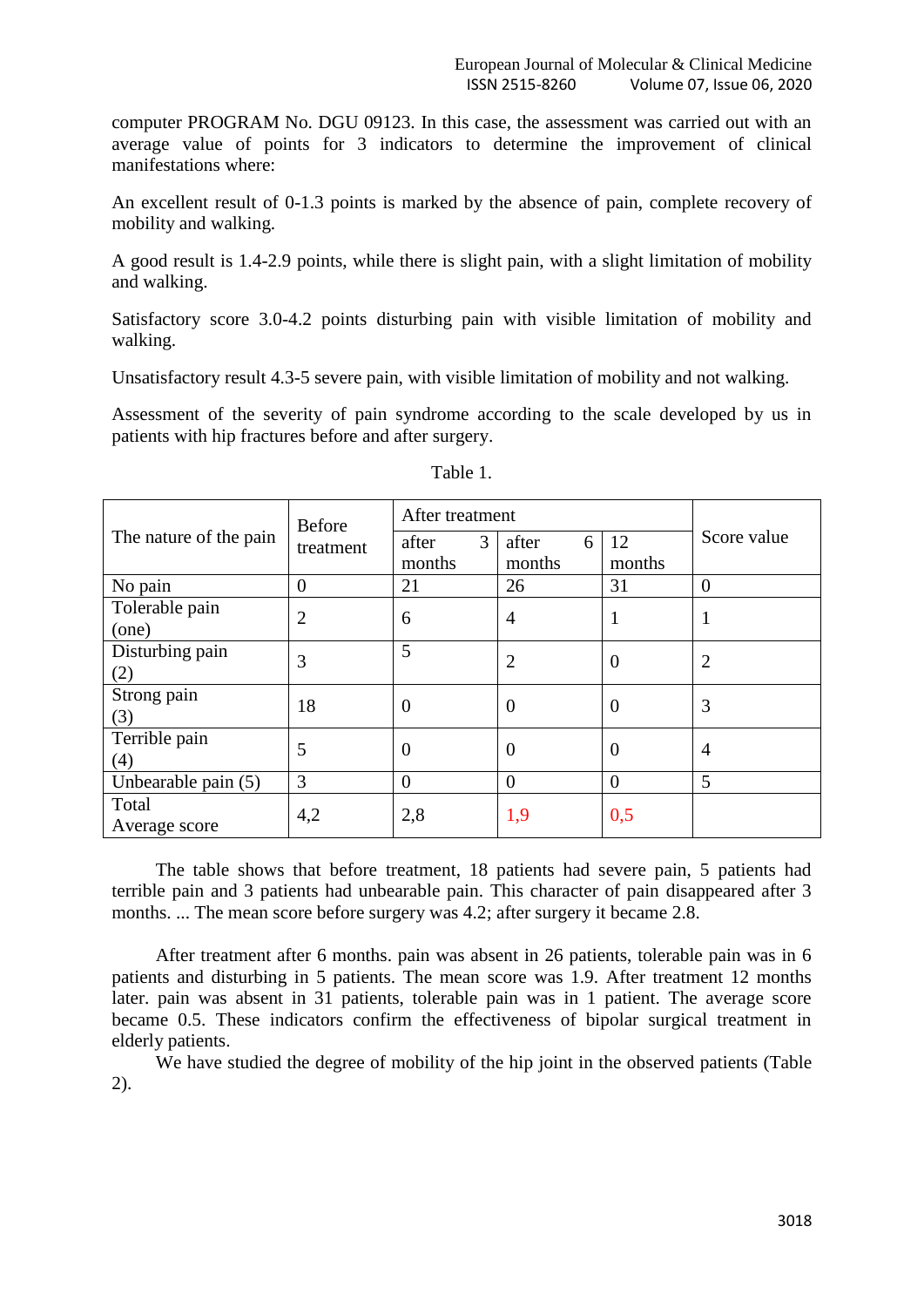computer PROGRAM No. DGU 09123. In this case, the assessment was carried out with an average value of points for 3 indicators to determine the improvement of clinical manifestations where:

An excellent result of 0-1.3 points is marked by the absence of pain, complete recovery of mobility and walking.

A good result is 1.4-2.9 points, while there is slight pain, with a slight limitation of mobility and walking.

Satisfactory score 3.0-4.2 points disturbing pain with visible limitation of mobility and walking.

Unsatisfactory result 4.3-5 severe pain, with visible limitation of mobility and not walking.

Assessment of the severity of pain syndrome according to the scale developed by us in patients with hip fractures before and after surgery.

Table 1.

| The nature of the pain | Before treatment | After treatment | | | Score value |
|---|---|---|---|---|---|
| | | after 3 months | after 6 months | 12 months | |
| No pain | 0 | 21 | 26 | 31 | 0 |
| Tolerable pain (one) | 2 | 6 | 4 | 1 | 1 |
| Disturbing pain (2) | 3 | 5 | 2 | 0 | 2 |
| Strong pain (3) | 18 | 0 | 0 | 0 | 3 |
| Terrible pain (4) | 5 | 0 | 0 | 0 | 4 |
| Unbearable pain (5) | 3 | 0 | 0 | 0 | 5 |
| Total Average score | 4,2 | 2,8 | 1,9 | 0,5 | |

The table shows that before treatment, 18 patients had severe pain, 5 patients had terrible pain and 3 patients had unbearable pain. This character of pain disappeared after 3 months. ... The mean score before surgery was 4.2; after surgery it became 2.8.

After treatment after 6 months. pain was absent in 26 patients, tolerable pain was in 6 patients and disturbing in 5 patients. The mean score was 1.9. After treatment 12 months later. pain was absent in 31 patients, tolerable pain was in 1 patient. The average score became 0.5. These indicators confirm the effectiveness of bipolar surgical treatment in elderly patients.

We have studied the degree of mobility of the hip joint in the observed patients (Table 2).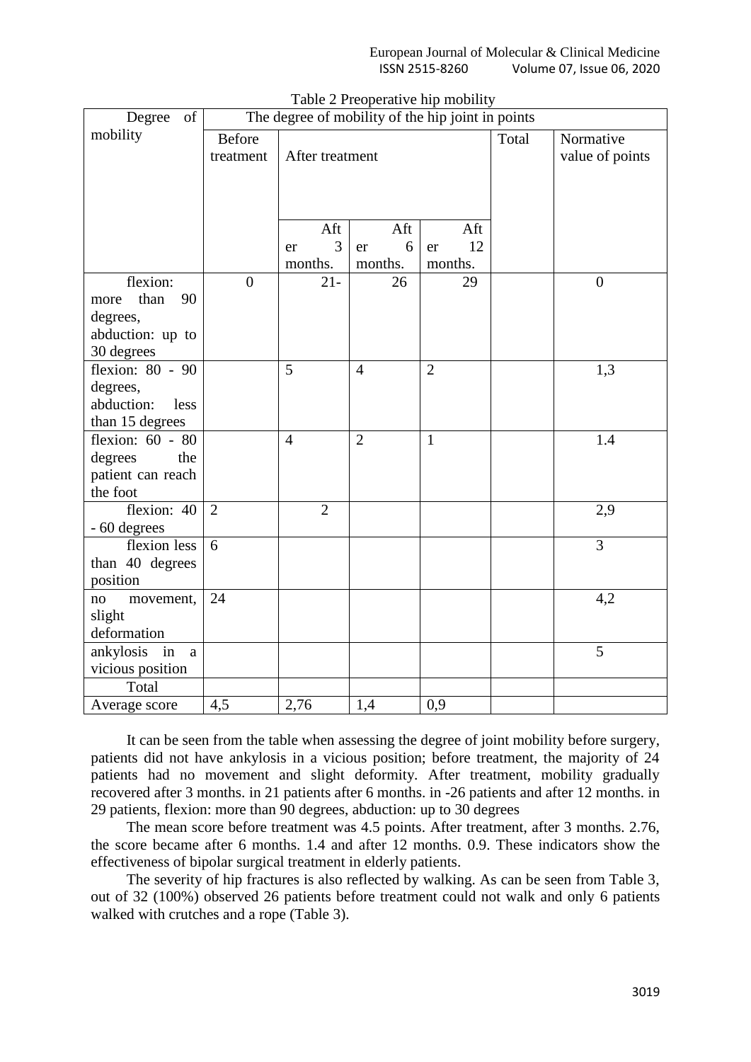Table 2 Preoperative hip mobility

| Degree of mobility | The degree of mobility of the hip joint in points | | | | | |
|---|---|---|---|---|---|---|
| | Before treatment | After treatment | | | Total | Normative value of points |
| | | After 3 months. | After 6 months. | After 12 months. | | |
| flexion: more than 90 degrees, abduction: up to 30 degrees | 0 | 21- | 26 | 29 | | 0 |
| flexion: 80 - 90 degrees, abduction: less than 15 degrees | | 5 | 4 | 2 | | 1,3 |
| flexion: 60 - 80 degrees the patient can reach the foot | | 4 | 2 | 1 | | 1.4 |
| flexion: 40 - 60 degrees | 2 | 2 | | | | 2,9 |
| flexion less than 40 degrees position | 6 | | | | | 3 |
| no movement, slight deformation | 24 | | | | | 4,2 |
| ankylosis in a vicious position | | | | | | 5 |
| Total | | | | | | |
| Average score | 4,5 | 2,76 | 1,4 | 0,9 | | |

It can be seen from the table when assessing the degree of joint mobility before surgery, patients did not have ankylosis in a vicious position; before treatment, the majority of 24 patients had no movement and slight deformity. After treatment, mobility gradually recovered after 3 months. in 21 patients after 6 months. in -26 patients and after 12 months. in 29 patients, flexion: more than 90 degrees, abduction: up to 30 degrees

The mean score before treatment was 4.5 points. After treatment, after 3 months. 2.76, the score became after 6 months. 1.4 and after 12 months. 0.9. These indicators show the effectiveness of bipolar surgical treatment in elderly patients.

The severity of hip fractures is also reflected by walking. As can be seen from Table 3, out of 32 (100%) observed 26 patients before treatment could not walk and only 6 patients walked with crutches and a rope (Table 3).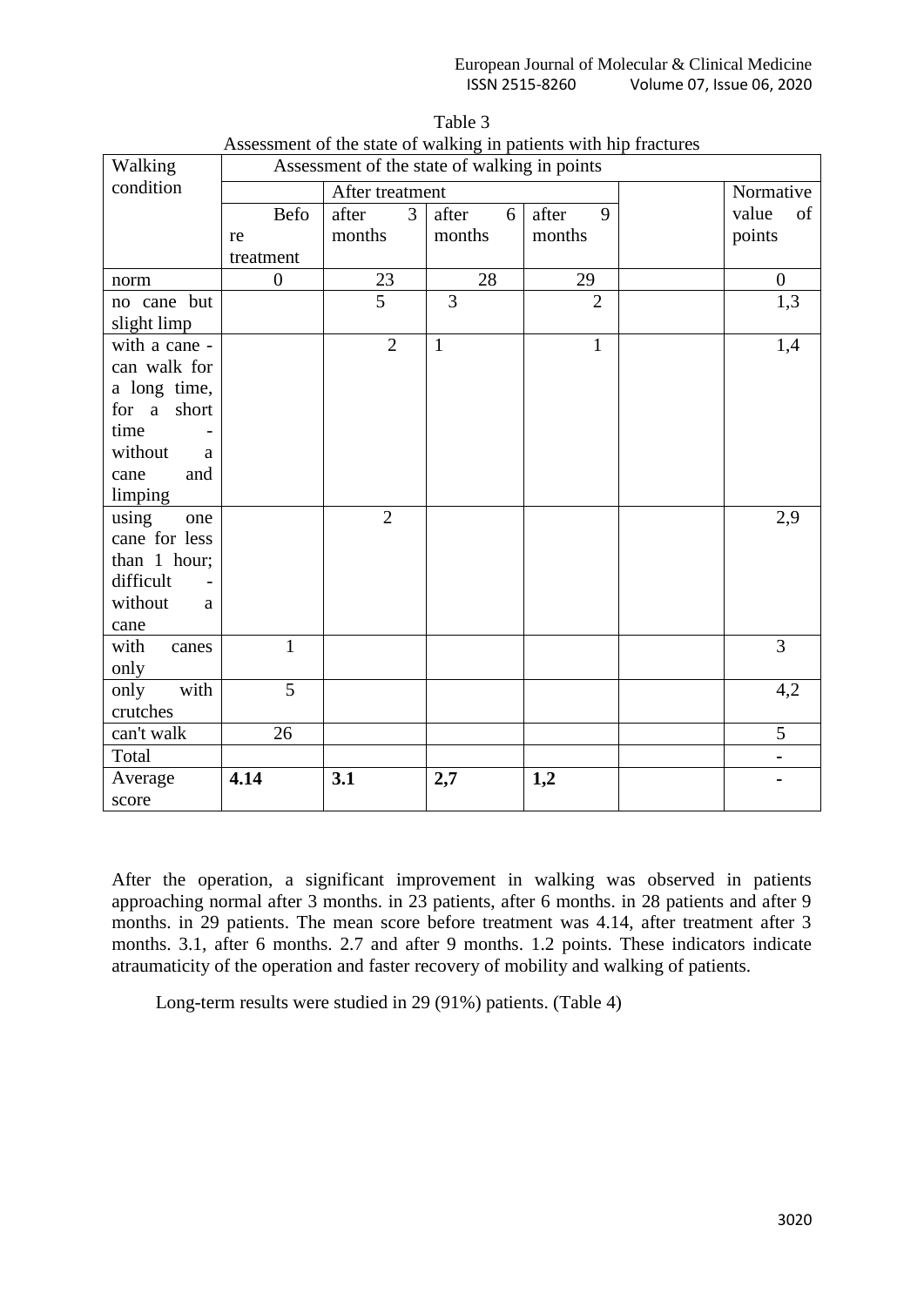Table 3

Assessment of the state of walking in patients with hip fractures

| Walking condition | Assessment of the state of walking in points | | | | | |
|---|---|---|---|---|---|---|
| | Before treatment | After treatment | | | | Normative value of points |
| | | after 3 months | after 6 months | after 9 months | | |
| norm | 0 | 23 | 28 | 29 | | 0 |
| no cane but slight limp | | 5 | 3 | 2 | | 1,3 |
| with a cane - can walk for a long time, for a short time - without a cane and limping | | 2 | 1 | 1 | | 1,4 |
| using one cane for less than 1 hour; difficult - without a cane | | 2 | | | | 2,9 |
| with canes only | 1 | | | | | 3 |
| only with crutches | 5 | | | | | 4,2 |
| can't walk | 26 | | | | | 5 |
| Total | | | | | | - |
| Average score | **4.14** | **3.1** | **2,7** | **1,2** | | - |

After the operation, a significant improvement in walking was observed in patients approaching normal after 3 months. in 23 patients, after 6 months. in 28 patients and after 9 months. in 29 patients. The mean score before treatment was 4.14, after treatment after 3 months. 3.1, after 6 months. 2.7 and after 9 months. 1.2 points. These indicators indicate atraumaticity of the operation and faster recovery of mobility and walking of patients.

Long-term results were studied in 29 (91%) patients. (Table 4)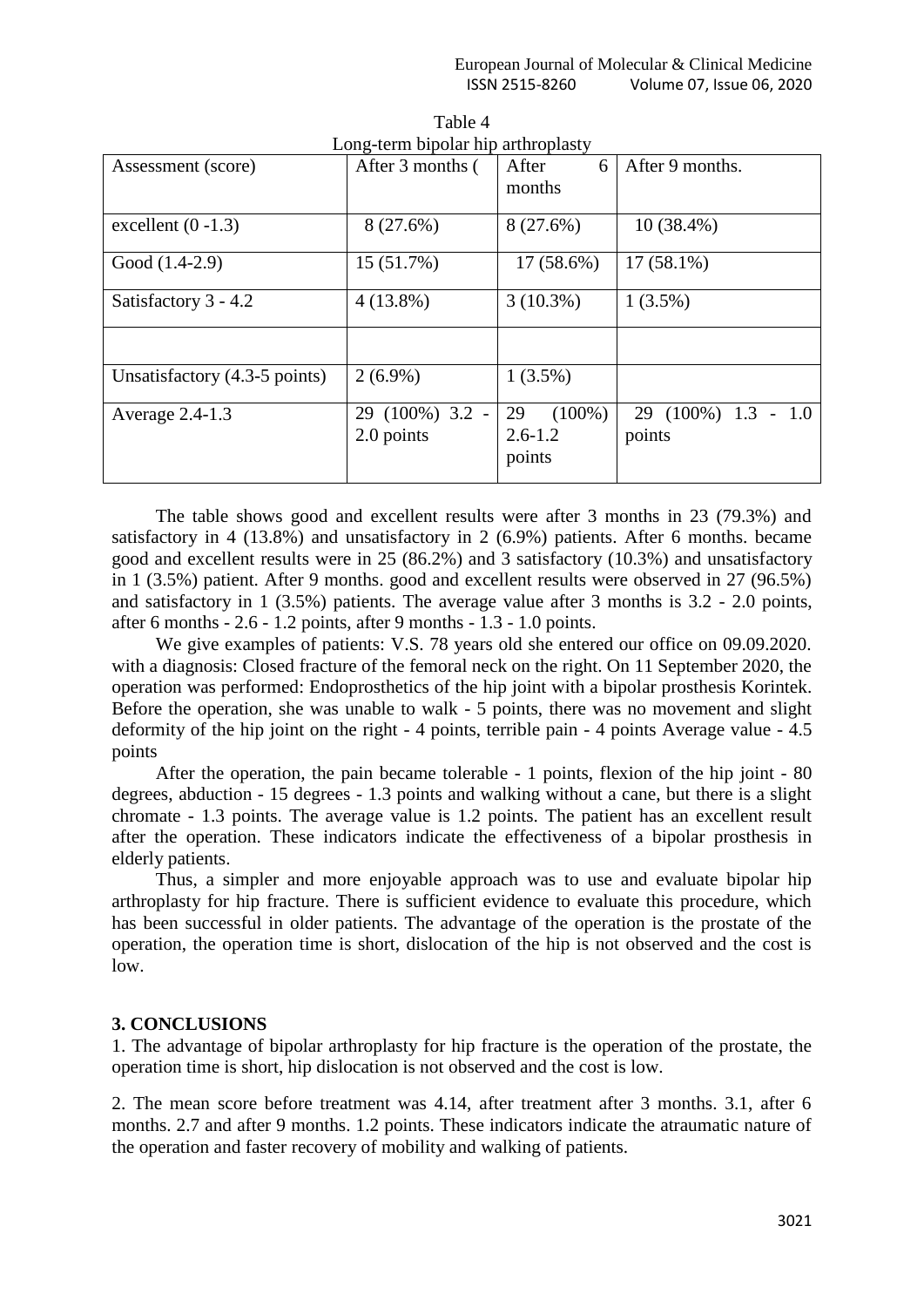Table 4
Long-term bipolar hip arthroplasty

| Assessment (score) | After 3 months ( | After 6 months | After 9 months. |
|---|---|---|---|
| excellent (0 -1.3) | 8 (27.6%) | 8 (27.6%) | 10 (38.4%) |
| Good (1.4-2.9) | 15 (51.7%) | 17 (58.6%) | 17 (58.1%) |
| Satisfactory 3 - 4.2 | 4 (13.8%) | 3 (10.3%) | 1 (3.5%) |
| | | | |
| Unsatisfactory (4.3-5 points) | 2 (6.9%) | 1 (3.5%) | |
| Average 2.4-1.3 | 29 (100%) 3.2 - 2.0 points | 29 (100%) 2.6-1.2 points | 29 (100%) 1.3 - 1.0 points |

The table shows good and excellent results were after 3 months in 23 (79.3%) and satisfactory in 4 (13.8%) and unsatisfactory in 2 (6.9%) patients. After 6 months. became good and excellent results were in 25 (86.2%) and 3 satisfactory (10.3%) and unsatisfactory in 1 (3.5%) patient. After 9 months. good and excellent results were observed in 27 (96.5%) and satisfactory in 1 (3.5%) patients. The average value after 3 months is 3.2 - 2.0 points, after 6 months - 2.6 - 1.2 points, after 9 months - 1.3 - 1.0 points.

We give examples of patients: V.S. 78 years old she entered our office on 09.09.2020. with a diagnosis: Closed fracture of the femoral neck on the right. On 11 September 2020, the operation was performed: Endoprosthetics of the hip joint with a bipolar prosthesis Korintek. Before the operation, she was unable to walk - 5 points, there was no movement and slight deformity of the hip joint on the right - 4 points, terrible pain - 4 points Average value - 4.5 points

After the operation, the pain became tolerable - 1 points, flexion of the hip joint - 80 degrees, abduction - 15 degrees - 1.3 points and walking without a cane, but there is a slight chromate - 1.3 points. The average value is 1.2 points. The patient has an excellent result after the operation. These indicators indicate the effectiveness of a bipolar prosthesis in elderly patients.

Thus, a simpler and more enjoyable approach was to use and evaluate bipolar hip arthroplasty for hip fracture. There is sufficient evidence to evaluate this procedure, which has been successful in older patients. The advantage of the operation is the prostate of the operation, the operation time is short, dislocation of the hip is not observed and the cost is low.

## 3. CONCLUSIONS

1. The advantage of bipolar arthroplasty for hip fracture is the operation of the prostate, the operation time is short, hip dislocation is not observed and the cost is low.

2. The mean score before treatment was 4.14, after treatment after 3 months. 3.1, after 6 months. 2.7 and after 9 months. 1.2 points. These indicators indicate the atraumatic nature of the operation and faster recovery of mobility and walking of patients.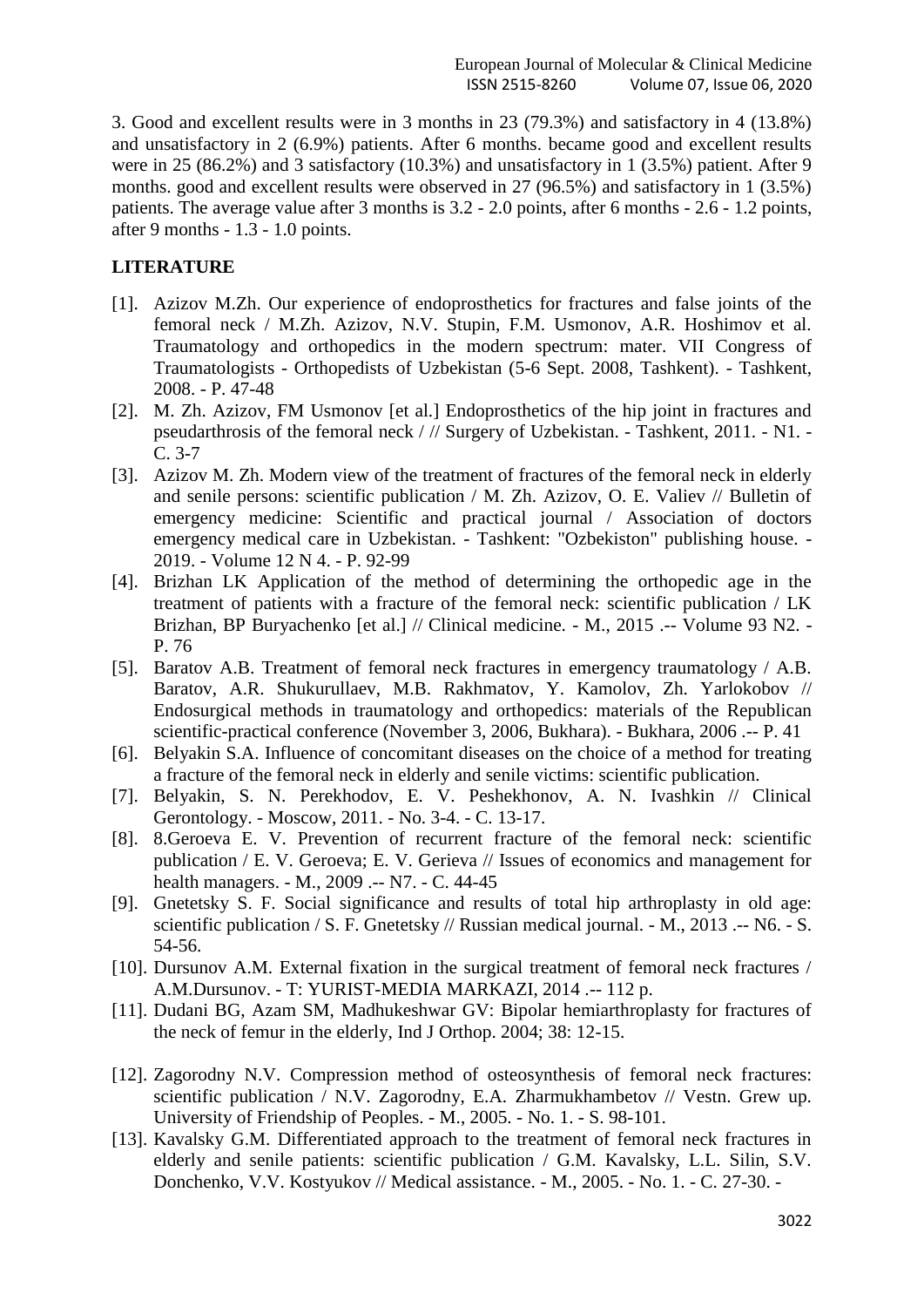3. Good and excellent results were in 3 months in 23 (79.3%) and satisfactory in 4 (13.8%) and unsatisfactory in 2 (6.9%) patients. After 6 months. became good and excellent results were in 25 (86.2%) and 3 satisfactory (10.3%) and unsatisfactory in 1 (3.5%) patient. After 9 months. good and excellent results were observed in 27 (96.5%) and satisfactory in 1 (3.5%) patients. The average value after 3 months is 3.2 - 2.0 points, after 6 months - 2.6 - 1.2 points, after 9 months - 1.3 - 1.0 points.

## LITERATURE

[1]. Azizov M.Zh. Our experience of endoprosthetics for fractures and false joints of the femoral neck / M.Zh. Azizov, N.V. Stupin, F.M. Usmonov, A.R. Hoshimov et al. Traumatology and orthopedics in the modern spectrum: mater. VII Congress of Traumatologists - Orthopedists of Uzbekistan (5-6 Sept. 2008, Tashkent). - Tashkent, 2008. - P. 47-48

[2]. M. Zh. Azizov, FM Usmonov [et al.] Endoprosthetics of the hip joint in fractures and pseudarthrosis of the femoral neck / // Surgery of Uzbekistan. - Tashkent, 2011. - N1. - C. 3-7

[3]. Azizov M. Zh. Modern view of the treatment of fractures of the femoral neck in elderly and senile persons: scientific publication / M. Zh. Azizov, O. E. Valiev // Bulletin of emergency medicine: Scientific and practical journal / Association of doctors emergency medical care in Uzbekistan. - Tashkent: "Ozbekiston" publishing house. - 2019. - Volume 12 N 4. - P. 92-99

[4]. Brizhan LK Application of the method of determining the orthopedic age in the treatment of patients with a fracture of the femoral neck: scientific publication / LK Brizhan, BP Buryachenko [et al.] // Clinical medicine. - M., 2015 .-- Volume 93 N2. - P. 76

[5]. Baratov A.B. Treatment of femoral neck fractures in emergency traumatology / A.B. Baratov, A.R. Shukurullaev, M.B. Rakhmatov, Y. Kamolov, Zh. Yarlokobov // Endosurgical methods in traumatology and orthopedics: materials of the Republican scientific-practical conference (November 3, 2006, Bukhara). - Bukhara, 2006 .-- P. 41

[6]. Belyakin S.A. Influence of concomitant diseases on the choice of a method for treating a fracture of the femoral neck in elderly and senile victims: scientific publication.

[7]. Belyakin, S. N. Perekhodov, E. V. Peshekhonov, A. N. Ivashkin // Clinical Gerontology. - Moscow, 2011. - No. 3-4. - C. 13-17.

[8]. 8.Geroeva E. V. Prevention of recurrent fracture of the femoral neck: scientific publication / E. V. Geroeva; E. V. Gerieva // Issues of economics and management for health managers. - M., 2009 .-- N7. - C. 44-45

[9]. Gnetetsky S. F. Social significance and results of total hip arthroplasty in old age: scientific publication / S. F. Gnetetsky // Russian medical journal. - M., 2013 .-- N6. - S. 54-56.

[10]. Dursunov A.M. External fixation in the surgical treatment of femoral neck fractures / A.M.Dursunov. - T: YURIST-MEDIA MARKAZI, 2014 .-- 112 p.

[11]. Dudani BG, Azam SM, Madhukeshwar GV: Bipolar hemiarthroplasty for fractures of the neck of femur in the elderly, Ind J Orthop. 2004; 38: 12-15.

[12]. Zagorodny N.V. Compression method of osteosynthesis of femoral neck fractures: scientific publication / N.V. Zagorodny, E.A. Zharmukhambetov // Vestn. Grew up. University of Friendship of Peoples. - M., 2005. - No. 1. - S. 98-101.

[13]. Kavalsky G.M. Differentiated approach to the treatment of femoral neck fractures in elderly and senile patients: scientific publication / G.M. Kavalsky, L.L. Silin, S.V. Donchenko, V.V. Kostyukov // Medical assistance. - M., 2005. - No. 1. - C. 27-30. -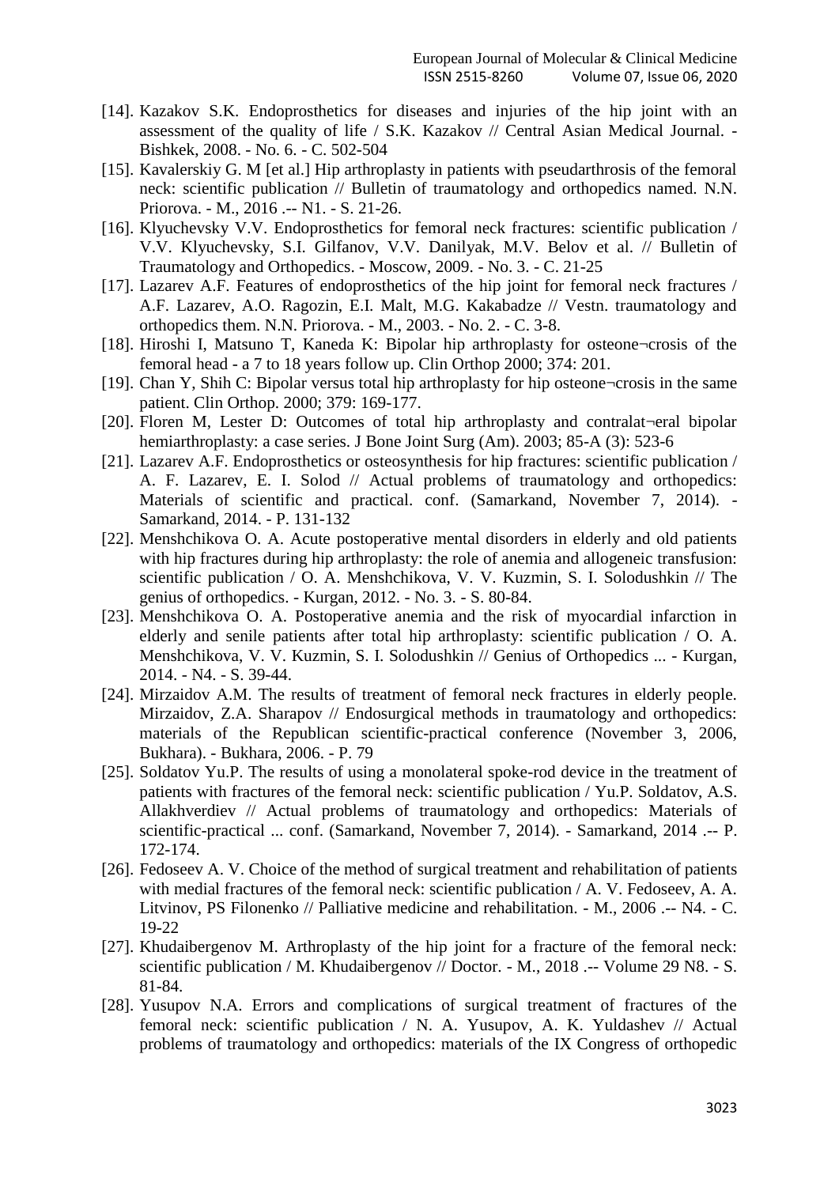[14]. Kazakov S.K. Endoprosthetics for diseases and injuries of the hip joint with an assessment of the quality of life / S.K. Kazakov // Central Asian Medical Journal. - Bishkek, 2008. - No. 6. - C. 502-504

[15]. Kavalerskiy G. M [et al.] Hip arthroplasty in patients with pseudarthrosis of the femoral neck: scientific publication // Bulletin of traumatology and orthopedics named. N.N. Priorova. - M., 2016 .-- N1. - S. 21-26.

[16]. Klyuchevsky V.V. Endoprosthetics for femoral neck fractures: scientific publication / V.V. Klyuchevsky, S.I. Gilfanov, V.V. Danilyak, M.V. Belov et al. // Bulletin of Traumatology and Orthopedics. - Moscow, 2009. - No. 3. - C. 21-25

[17]. Lazarev A.F. Features of endoprosthetics of the hip joint for femoral neck fractures / A.F. Lazarev, A.O. Ragozin, E.I. Malt, M.G. Kakabadze // Vestn. traumatology and orthopedics them. N.N. Priorova. - M., 2003. - No. 2. - C. 3-8.

[18]. Hiroshi I, Matsuno T, Kaneda K: Bipolar hip arthroplasty for osteone¬crosis of the femoral head - a 7 to 18 years follow up. Clin Orthop 2000; 374: 201.

[19]. Chan Y, Shih C: Bipolar versus total hip arthroplasty for hip osteone¬crosis in the same patient. Clin Orthop. 2000; 379: 169-177.

[20]. Floren M, Lester D: Outcomes of total hip arthroplasty and contralat¬eral bipolar hemiarthroplasty: a case series. J Bone Joint Surg (Am). 2003; 85-A (3): 523-6

[21]. Lazarev A.F. Endoprosthetics or osteosynthesis for hip fractures: scientific publication / A. F. Lazarev, E. I. Solod // Actual problems of traumatology and orthopedics: Materials of scientific and practical. conf. (Samarkand, November 7, 2014). - Samarkand, 2014. - P. 131-132

[22]. Menshchikova O. A. Acute postoperative mental disorders in elderly and old patients with hip fractures during hip arthroplasty: the role of anemia and allogeneic transfusion: scientific publication / O. A. Menshchikova, V. V. Kuzmin, S. I. Solodushkin // The genius of orthopedics. - Kurgan, 2012. - No. 3. - S. 80-84.

[23]. Menshchikova O. A. Postoperative anemia and the risk of myocardial infarction in elderly and senile patients after total hip arthroplasty: scientific publication / O. A. Menshchikova, V. V. Kuzmin, S. I. Solodushkin // Genius of Orthopedics ... - Kurgan, 2014. - N4. - S. 39-44.

[24]. Mirzaidov A.M. The results of treatment of femoral neck fractures in elderly people. Mirzaidov, Z.A. Sharapov // Endosurgical methods in traumatology and orthopedics: materials of the Republican scientific-practical conference (November 3, 2006, Bukhara). - Bukhara, 2006. - P. 79

[25]. Soldatov Yu.P. The results of using a monolateral spoke-rod device in the treatment of patients with fractures of the femoral neck: scientific publication / Yu.P. Soldatov, A.S. Allakhverdiev // Actual problems of traumatology and orthopedics: Materials of scientific-practical ... conf. (Samarkand, November 7, 2014). - Samarkand, 2014 .-- P. 172-174.

[26]. Fedoseev A. V. Choice of the method of surgical treatment and rehabilitation of patients with medial fractures of the femoral neck: scientific publication / A. V. Fedoseev, A. A. Litvinov, PS Filonenko // Palliative medicine and rehabilitation. - M., 2006 .-- N4. - C. 19-22

[27]. Khudaibergenov M. Arthroplasty of the hip joint for a fracture of the femoral neck: scientific publication / M. Khudaibergenov // Doctor. - M., 2018 .-- Volume 29 N8. - S. 81-84.

[28]. Yusupov N.A. Errors and complications of surgical treatment of fractures of the femoral neck: scientific publication / N. A. Yusupov, A. K. Yuldashev // Actual problems of traumatology and orthopedics: materials of the IX Congress of orthopedic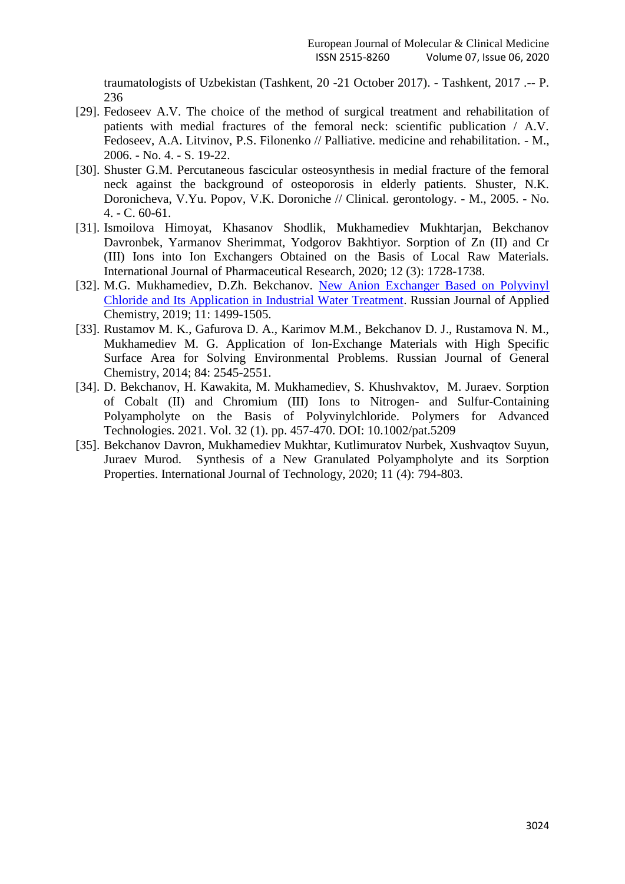traumatologists of Uzbekistan (Tashkent, 20 -21 October 2017). - Tashkent, 2017 .-- P. 236

[29]. Fedoseev A.V. The choice of the method of surgical treatment and rehabilitation of patients with medial fractures of the femoral neck: scientific publication / A.V. Fedoseev, A.A. Litvinov, P.S. Filonenko // Palliative. medicine and rehabilitation. - M., 2006. - No. 4. - S. 19-22.

[30]. Shuster G.M. Percutaneous fascicular osteosynthesis in medial fracture of the femoral neck against the background of osteoporosis in elderly patients. Shuster, N.K. Doronicheva, V.Yu. Popov, V.K. Doroniche // Clinical. gerontology. - M., 2005. - No. 4. - C. 60-61.

[31]. Ismoilova Himoyat, Khasanov Shodlik, Mukhamediev Mukhtarjan, Bekchanov Davronbek, Yarmanov Sherimmat, Yodgorov Bakhtiyor. Sorption of Zn (II) and Cr (III) Ions into Ion Exchangers Obtained on the Basis of Local Raw Materials. International Journal of Pharmaceutical Research, 2020; 12 (3): 1728-1738.

[32]. M.G. Mukhamediev, D.Zh. Bekchanov. New Anion Exchanger Based on Polyvinyl Chloride and Its Application in Industrial Water Treatment. Russian Journal of Applied Chemistry, 2019; 11: 1499-1505.

[33]. Rustamov M. K., Gafurova D. A., Karimov M.M., Bekchanov D. J., Rustamova N. M., Mukhamediev M. G. Application of Ion-Exchange Materials with High Specific Surface Area for Solving Environmental Problems. Russian Journal of General Chemistry, 2014; 84: 2545-2551.

[34]. D. Bekchanov, H. Kawakita, M. Mukhamediev, S. Khushvaktov, M. Juraev. Sorption of Cobalt (II) and Chromium (III) Ions to Nitrogen- and Sulfur-Containing Polyampholyte on the Basis of Polyvinylchloride. Polymers for Advanced Technologies. 2021. Vol. 32 (1). pp. 457-470. DOI: 10.1002/pat.5209

[35]. Bekchanov Davron, Mukhamediev Mukhtar, Kutlimuratov Nurbek, Xushvaqtov Suyun, Juraev Murod. Synthesis of a New Granulated Polyampholyte and its Sorption Properties. International Journal of Technology, 2020; 11 (4): 794-803.